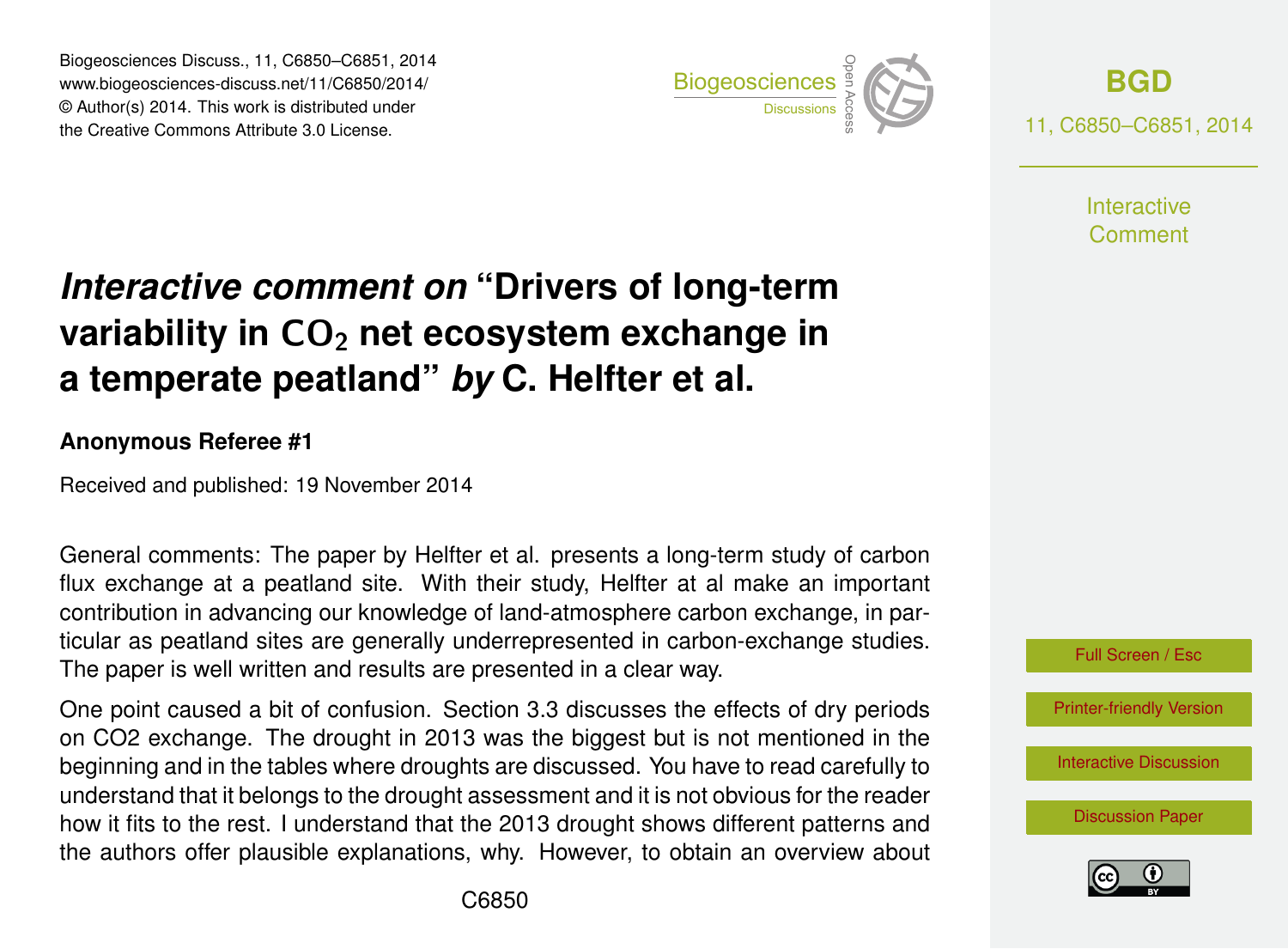# *Interactive comment on* “Drivers of long-term variability in $CO_2$ net ecosystem exchange in a temperate peatland” *by* C. Helfter et al.

**Anonymous Referee #1**

Received and published: 19 November 2014

General comments: The paper by Helfter et al. presents a long-term study of carbon flux exchange at a peatland site. With their study, Helfter at al make an important contribution in advancing our knowledge of land-atmosphere carbon exchange, in particular as peatland sites are generally underrepresented in carbon-exchange studies. The paper is well written and results are presented in a clear way.

One point caused a bit of confusion. Section 3.3 discusses the effects of dry periods on CO2 exchange. The drought in 2013 was the biggest but is not mentioned in the beginning and in the tables where droughts are discussed. You have to read carefully to understand that it belongs to the drought assessment and it is not obvious for the reader how it fits to the rest. I understand that the 2013 drought shows different patterns and the authors offer plausible explanations, why. However, to obtain an overview about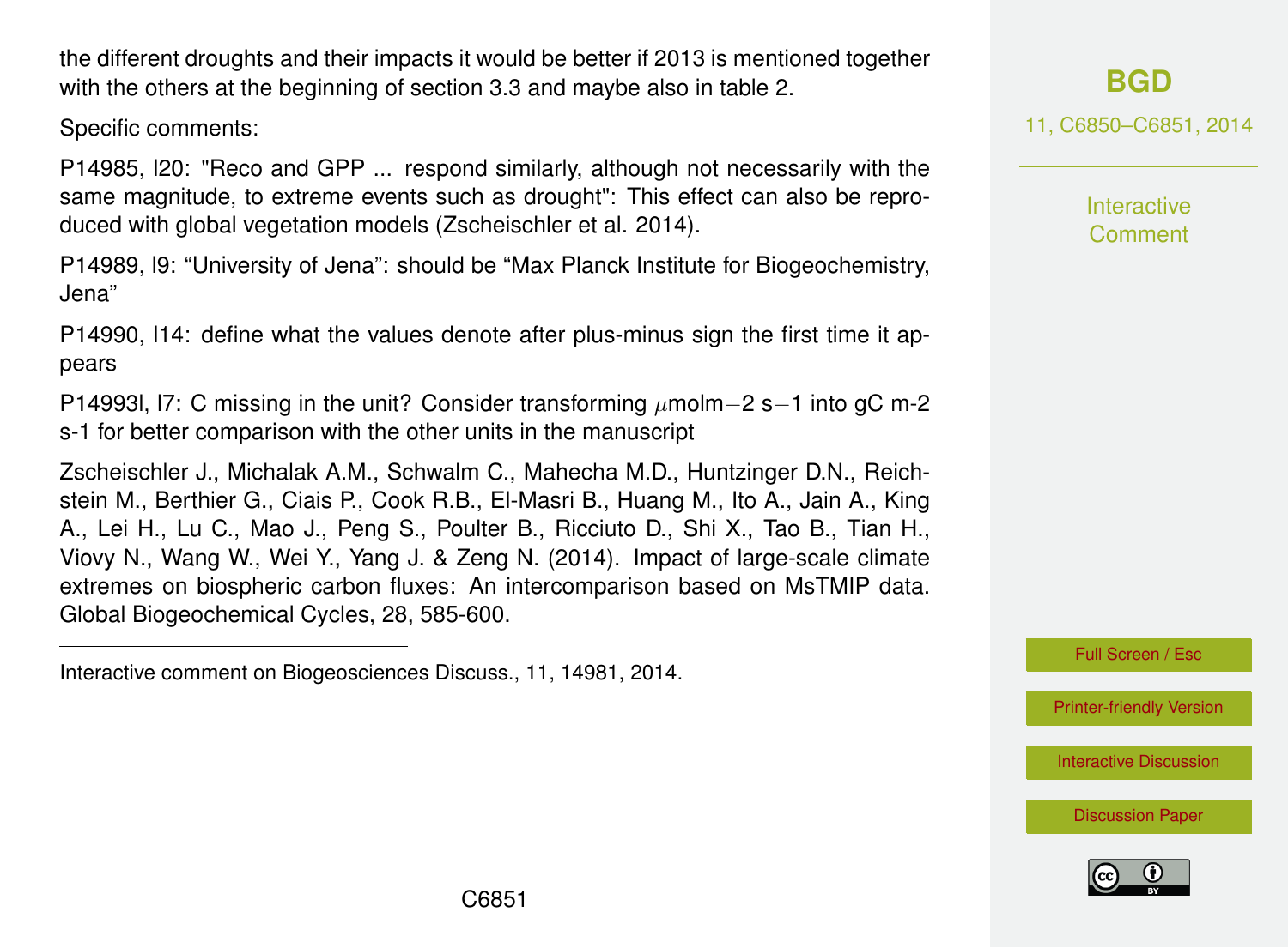the different droughts and their impacts it would be better if 2013 is mentioned together with the others at the beginning of section 3.3 and maybe also in table 2.

Specific comments:

P14985, l20: "Reco and GPP ... respond similarly, although not necessarily with the same magnitude, to extreme events such as drought": This effect can also be reproduced with global vegetation models (Zscheischler et al. 2014).

P14989, l9: “University of Jena”: should be “Max Planck Institute for Biogeochemistry, Jena”

P14990, l14: define what the values denote after plus-minus sign the first time it appears

P14993l, l7: C missing in the unit? Consider transforming $\mu$molm$-2$ s$-1$ into gC m-2 s-1 for better comparison with the other units in the manuscript

Zscheischler J., Michalak A.M., Schwalm C., Mahecha M.D., Huntzinger D.N., Reichstein M., Berthier G., Ciais P., Cook R.B., El-Masri B., Huang M., Ito A., Jain A., King A., Lei H., Lu C., Mao J., Peng S., Poulter B., Ricciuto D., Shi X., Tao B., Tian H., Viovy N., Wang W., Wei Y., Yang J. & Zeng N. (2014). Impact of large-scale climate extremes on biospheric carbon fluxes: An intercomparison based on MsTMIP data. Global Biogeochemical Cycles, 28, 585-600.

---

Interactive comment on Biogeosciences Discuss., 11, 14981, 2014.